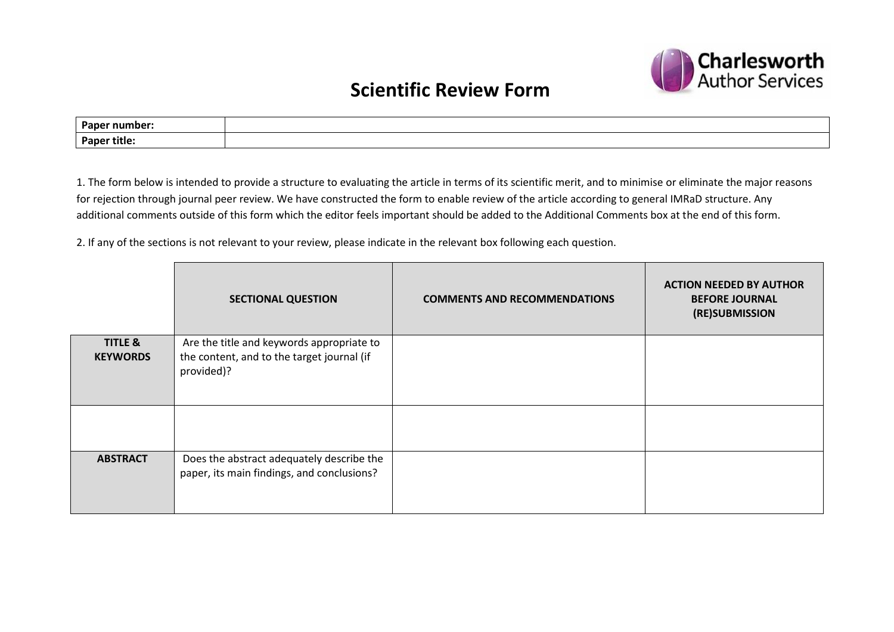# Scientific Review Form

| **Paper number:** | |
|---|---|
| **Paper title:** | |

1. The form below is intended to provide a structure to evaluating the article in terms of its scientific merit, and to minimise or eliminate the major reasons for rejection through journal peer review. We have constructed the form to enable review of the article according to general IMRaD structure. Any additional comments outside of this form which the editor feels important should be added to the Additional Comments box at the end of this form.

2. If any of the sections is not relevant to your review, please indicate in the relevant box following each question.

| | **SECTIONAL QUESTION** | **COMMENTS AND RECOMMENDATIONS** | **ACTION NEEDED BY AUTHOR BEFORE JOURNAL (RE)SUBMISSION** |
|---|---|---|---|
| **TITLE & KEYWORDS** | Are the title and keywords appropriate to the content, and to the target journal (if provided)? | | |
| | | | |
| **ABSTRACT** | Does the abstract adequately describe the paper, its main findings, and conclusions? | | |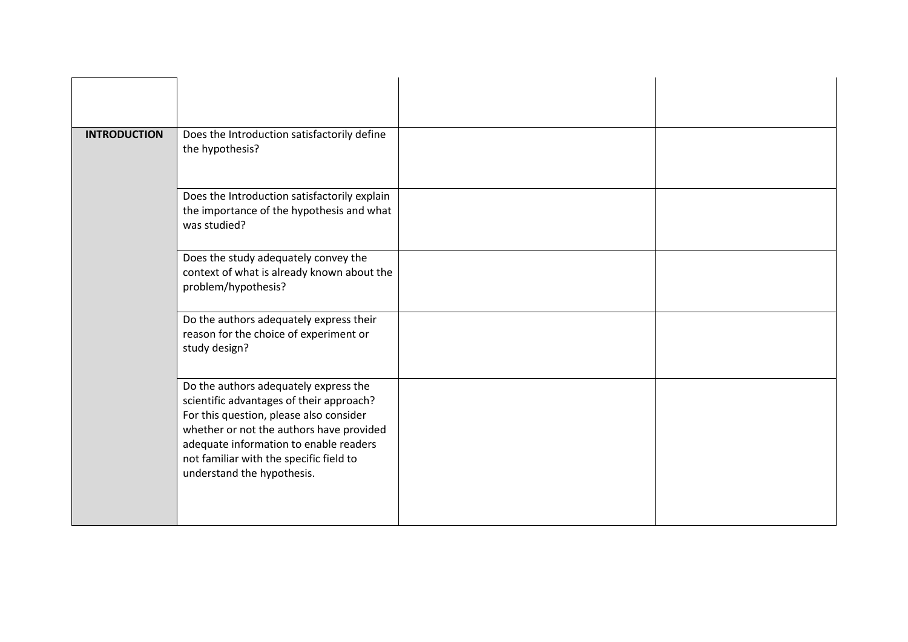| | | | |
|---|---|---|---|
| **INTRODUCTION** | Does the Introduction satisfactorily define the hypothesis? | | |
| | Does the Introduction satisfactorily explain the importance of the hypothesis and what was studied? | | |
| | Does the study adequately convey the context of what is already known about the problem/hypothesis? | | |
| | Do the authors adequately express their reason for the choice of experiment or study design? | | |
| | Do the authors adequately express the scientific advantages of their approach? For this question, please also consider whether or not the authors have provided adequate information to enable readers not familiar with the specific field to understand the hypothesis. | | |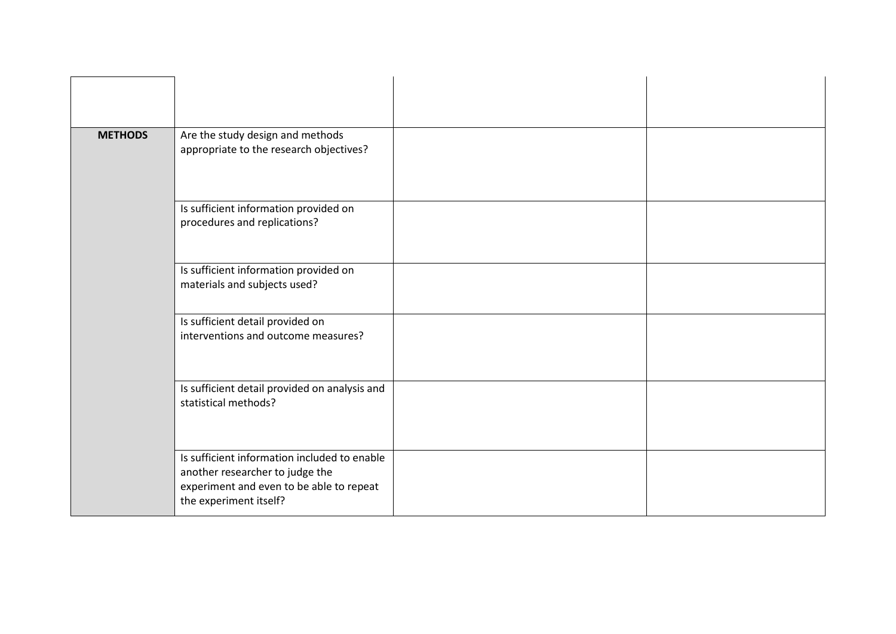| | | | |
|---|---|---|---|
| **METHODS** | Are the study design and methods appropriate to the research objectives? | | |
| | Is sufficient information provided on procedures and replications? | | |
| | Is sufficient information provided on materials and subjects used? | | |
| | Is sufficient detail provided on interventions and outcome measures? | | |
| | Is sufficient detail provided on analysis and statistical methods? | | |
| | Is sufficient information included to enable another researcher to judge the experiment and even to be able to repeat the experiment itself? | | |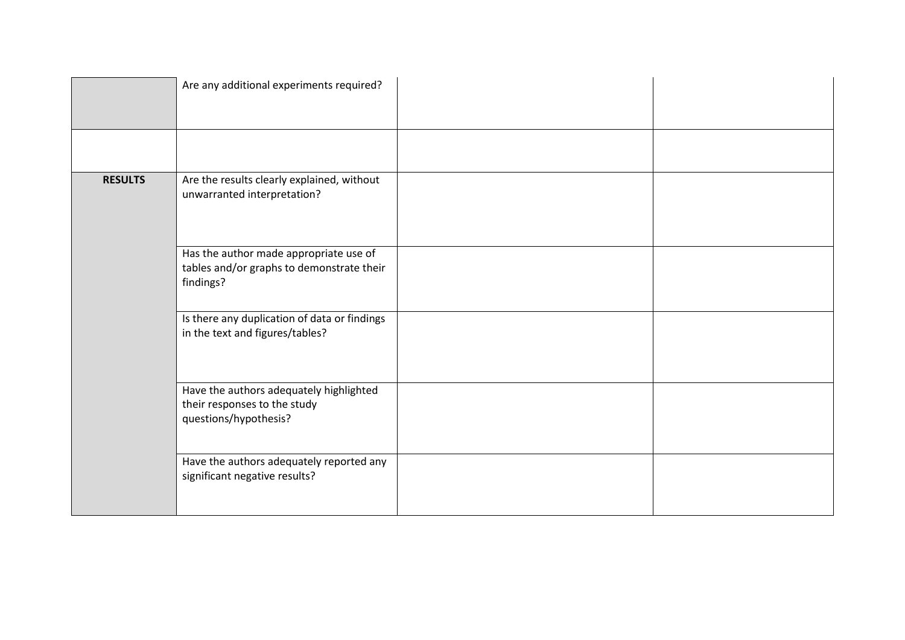|  | Are any additional experiments required? |  |  |
|---|---|---|---|
|  |  |  |  |
| **RESULTS** | Are the results clearly explained, without unwarranted interpretation? |  |  |
|  | Has the author made appropriate use of tables and/or graphs to demonstrate their findings? |  |  |
|  | Is there any duplication of data or findings in the text and figures/tables? |  |  |
|  | Have the authors adequately highlighted their responses to the study questions/hypothesis? |  |  |
|  | Have the authors adequately reported any significant negative results? |  |  |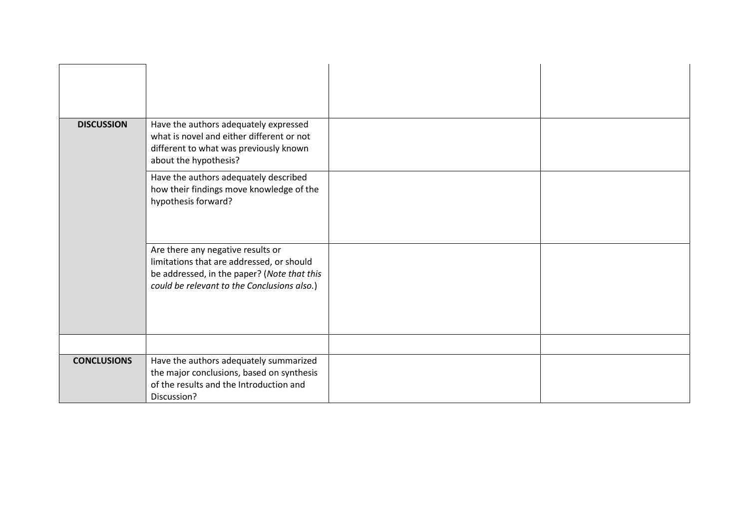| | | | |
|---|---|---|---|
| | | | |
| **DISCUSSION** | Have the authors adequately expressed what is novel and either different or not different to what was previously known about the hypothesis? | | |
| | Have the authors adequately described how their findings move knowledge of the hypothesis forward? | | |
| | Are there any negative results or limitations that are addressed, or should be addressed, in the paper? (*Note that this could be relevant to the Conclusions also.*) | | |
| | | | |
| **CONCLUSIONS** | Have the authors adequately summarized the major conclusions, based on synthesis of the results and the Introduction and Discussion? | | |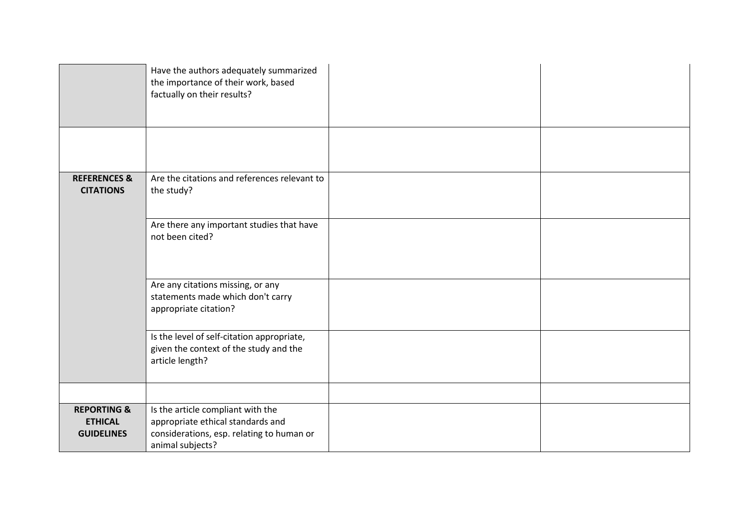| | | | |
|---|---|---|---|
| | Have the authors adequately summarized the importance of their work, based factually on their results? | | |
| | | | |
| **REFERENCES & CITATIONS** | Are the citations and references relevant to the study? | | |
| | Are there any important studies that have not been cited? | | |
| | Are any citations missing, or any statements made which don't carry appropriate citation? | | |
| | Is the level of self-citation appropriate, given the context of the study and the article length? | | |
| | | | |
| **REPORTING & ETHICAL GUIDELINES** | Is the article compliant with the appropriate ethical standards and considerations, esp. relating to human or animal subjects? | | |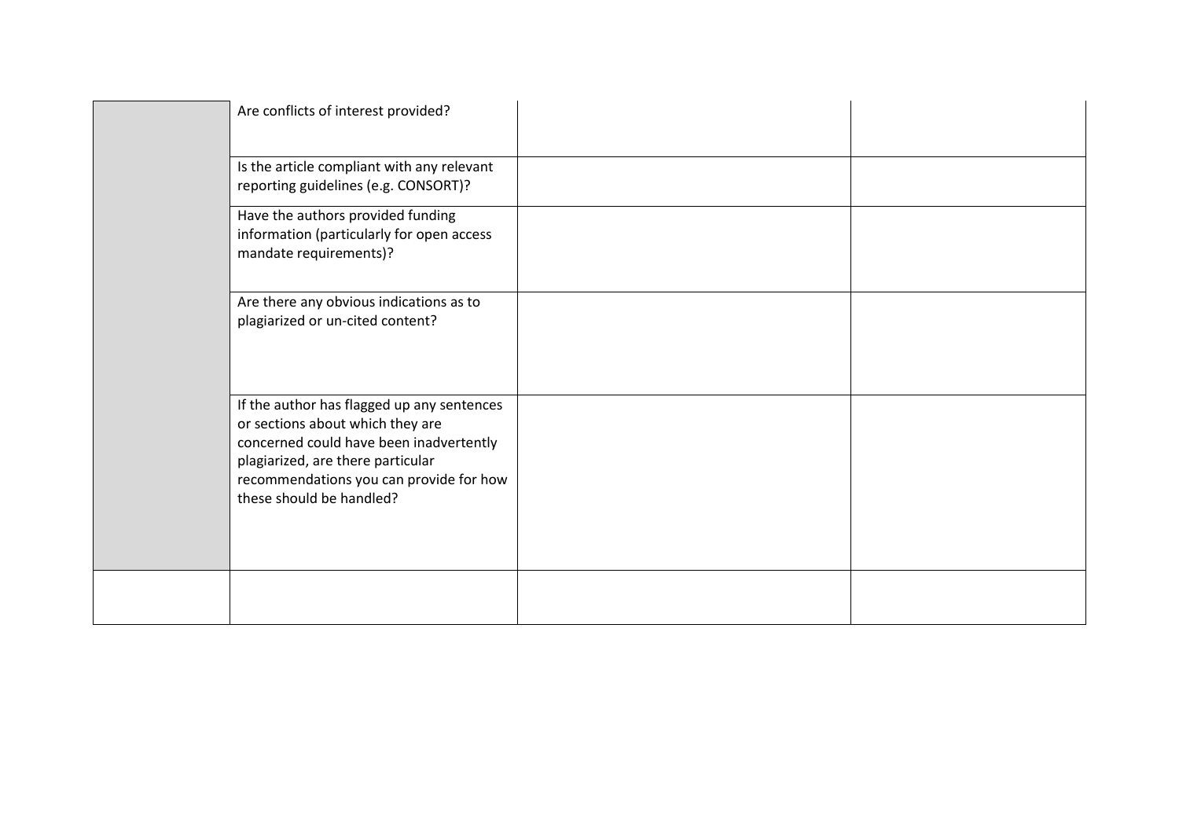| | | | |
|---|---|---|---|
| | Are conflicts of interest provided? | | |
| | Is the article compliant with any relevant reporting guidelines (e.g. CONSORT)? | | |
| | Have the authors provided funding information (particularly for open access mandate requirements)? | | |
| | Are there any obvious indications as to plagiarized or un-cited content? | | |
| | If the author has flagged up any sentences or sections about which they are concerned could have been inadvertently plagiarized, are there particular recommendations you can provide for how these should be handled? | | |
| | | | |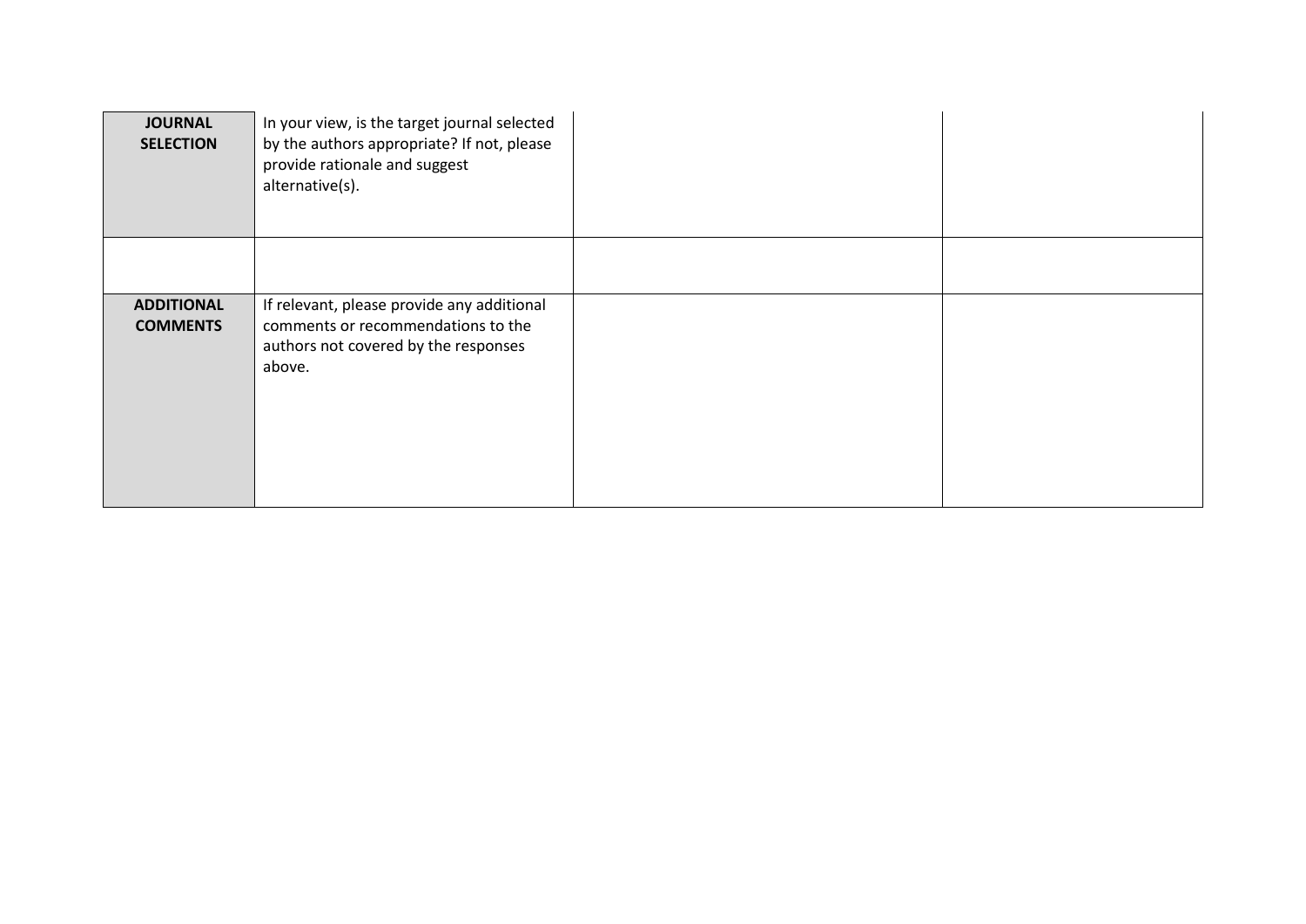| | | | |
|---|---|---|---|
| **JOURNAL SELECTION** | In your view, is the target journal selected by the authors appropriate? If not, please provide rationale and suggest alternative(s). | | |
| | | | |
| **ADDITIONAL COMMENTS** | If relevant, please provide any additional comments or recommendations to the authors not covered by the responses above. | | |